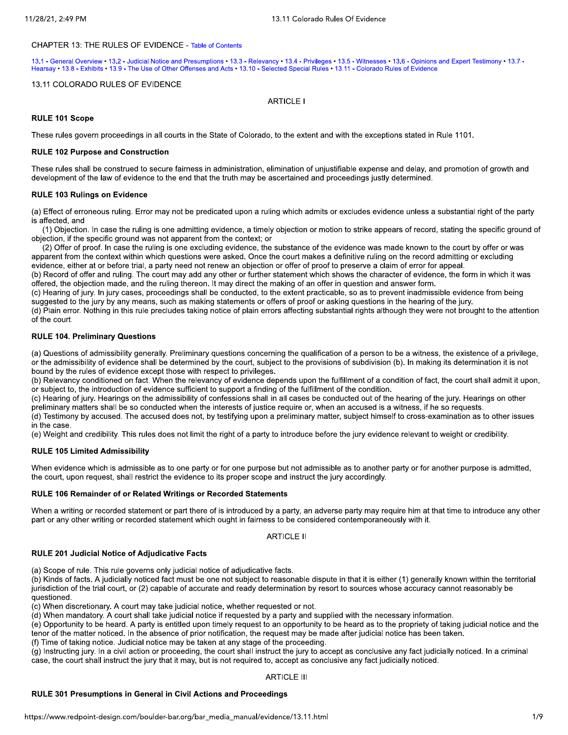CHAPTER 13: THE RULES OF EVIDENCE - Table of Contents

13.1 - General Overview • 13.2 - Judicial Notice and Presumptions • 13.3 - Relevancy • 13.4 - Privileges • 13.5 - Witnesses • 13.6 - Opinions and Expert Testimony • 13.7 - Hearsay • 13.8 - Exhibits • 13.9 - The Use of Other Offenses and Acts • 13.10 - Selected Special Rules • 13.11 - Colorado Rules of Evidence

# 13.11 COLORADO RULES OF EVIDENCE

## ARTICLE I

### RULE 101 Scope

These rules govern proceedings in all courts in the State of Colorado, to the extent and with the exceptions stated in Rule 1101.

### RULE 102 Purpose and Construction

These rules shall be construed to secure fairness in administration, elimination of unjustifiable expense and delay, and promotion of growth and development of the law of evidence to the end that the truth may be ascertained and proceedings justly determined.

### RULE 103 Rulings on Evidence

(a) Effect of erroneous ruling. Error may not be predicated upon a ruling which admits or excludes evidence unless a substantial right of the party is affected, and

(1) Objection. In case the ruling is one admitting evidence, a timely objection or motion to strike appears of record, stating the specific ground of objection, if the specific ground was not apparent from the context; or

(2) Offer of proof. In case the ruling is one excluding evidence, the substance of the evidence was made known to the court by offer or was apparent from the context within which questions were asked. Once the court makes a definitive ruling on the record admitting or excluding evidence, either at or before trial, a party need not renew an objection or offer of proof to preserve a claim of error for appeal.

(b) Record of offer and ruling. The court may add any other or further statement which shows the character of evidence, the form in which it was offered, the objection made, and the ruling thereon. It may direct the making of an offer in question and answer form.

(c) Hearing of jury. In jury cases, proceedings shall be conducted, to the extent practicable, so as to prevent inadmissible evidence from being suggested to the jury by any means, such as making statements or offers of proof or asking questions in the hearing of the jury.

(d) Plain error. Nothing in this rule precludes taking notice of plain errors affecting substantial rights although they were not brought to the attention of the court.

### RULE 104. Preliminary Questions

(a) Questions of admissibility generally. Preliminary questions concerning the qualification of a person to be a witness, the existence of a privilege, or the admissibility of evidence shall be determined by the court, subject to the provisions of subdivision (b). In making its determination it is not bound by the rules of evidence except those with respect to privileges.

(b) Relevancy conditioned on fact. When the relevancy of evidence depends upon the fulfillment of a condition of fact, the court shall admit it upon, or subject to, the introduction of evidence sufficient to support a finding of the fulfillment of the condition.

(c) Hearing of jury. Hearings on the admissibility of confessions shall in all cases be conducted out of the hearing of the jury. Hearings on other preliminary matters shall be so conducted when the interests of justice require or, when an accused is a witness, if he so requests.

(d) Testimony by accused. The accused does not, by testifying upon a preliminary matter, subject himself to cross-examination as to other issues in the case.

(e) Weight and credibility. This rules does not limit the right of a party to introduce before the jury evidence relevant to weight or credibility.

### RULE 105 Limited Admissibility

When evidence which is admissible as to one party or for one purpose but not admissible as to another party or for another purpose is admitted, the court, upon request, shall restrict the evidence to its proper scope and instruct the jury accordingly.

### RULE 106 Remainder of or Related Writings or Recorded Statements

When a writing or recorded statement or part there of is introduced by a party, an adverse party may require him at that time to introduce any other part or any other writing or recorded statement which ought in fairness to be considered contemporaneously with it.

## ARTICLE II

### RULE 201 Judicial Notice of Adjudicative Facts

(a) Scope of rule. This rule governs only judicial notice of adjudicative facts.

(b) Kinds of facts. A judicially noticed fact must be one not subject to reasonable dispute in that it is either (1) generally known within the territorial jurisdiction of the trial court, or (2) capable of accurate and ready determination by resort to sources whose accuracy cannot reasonably be questioned.

(c) When discretionary. A court may take judicial notice, whether requested or not.

(d) When mandatory. A court shall take judicial notice if requested by a party and supplied with the necessary information.

(e) Opportunity to be heard. A party is entitled upon timely request to an opportunity to be heard as to the propriety of taking judicial notice and the tenor of the matter noticed. In the absence of prior notification, the request may be made after judicial notice has been taken.

(f) Time of taking notice. Judicial notice may be taken at any stage of the proceeding.

(g) Instructing jury. In a civil action or proceeding, the court shall instruct the jury to accept as conclusive any fact judicially noticed. In a criminal case, the court shall instruct the jury that it may, but is not required to, accept as conclusive any fact judicially noticed.

## ARTICLE III

### RULE 301 Presumptions in General in Civil Actions and Proceedings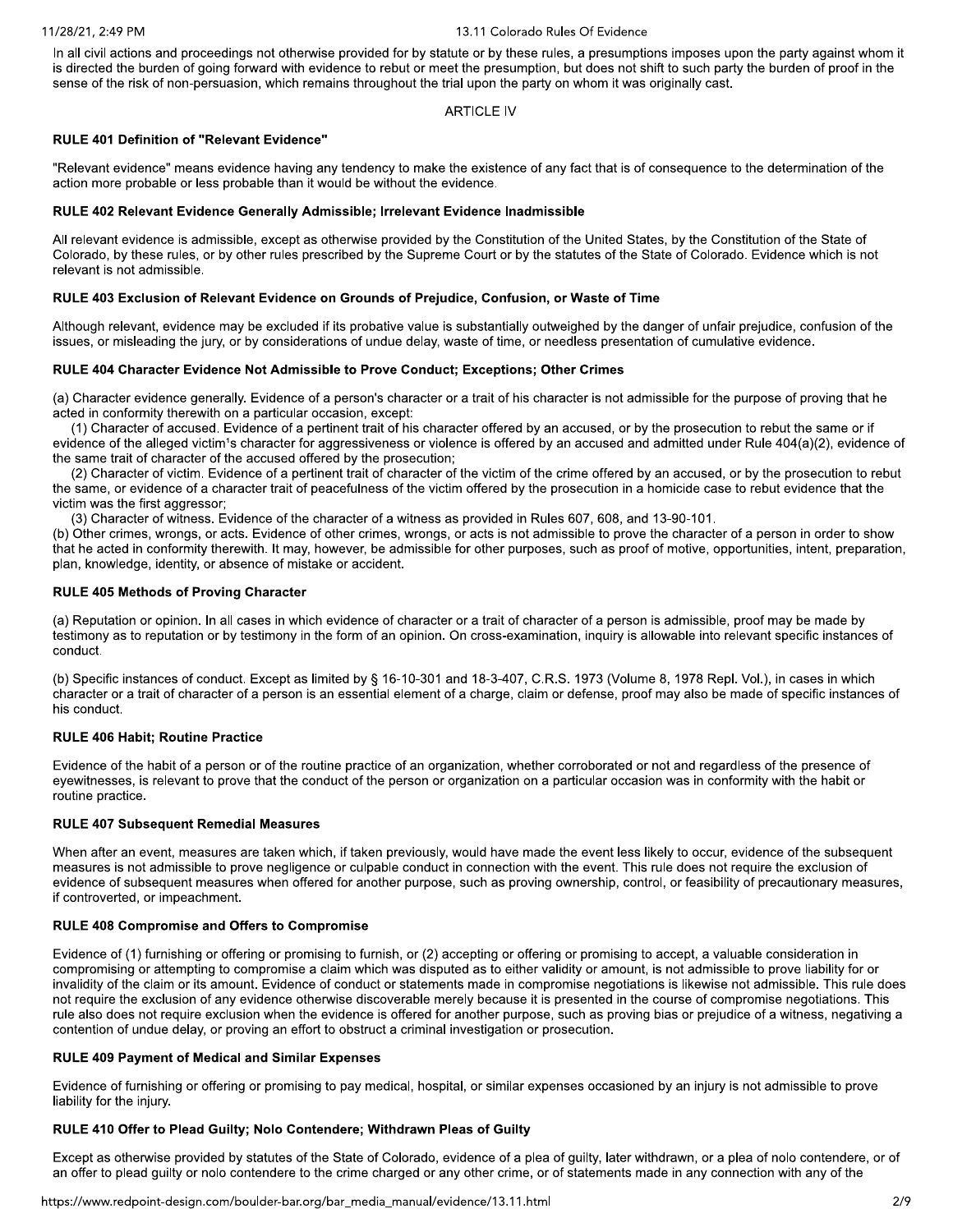In all civil actions and proceedings not otherwise provided for by statute or by these rules, a presumptions imposes upon the party against whom it is directed the burden of going forward with evidence to rebut or meet the presumption, but does not shift to such party the burden of proof in the sense of the risk of non-persuasion, which remains throughout the trial upon the party on whom it was originally cast.

ARTICLE IV

### RULE 401 Definition of "Relevant Evidence"

"Relevant evidence" means evidence having any tendency to make the existence of any fact that is of consequence to the determination of the action more probable or less probable than it would be without the evidence.

### RULE 402 Relevant Evidence Generally Admissible; Irrelevant Evidence Inadmissible

All relevant evidence is admissible, except as otherwise provided by the Constitution of the United States, by the Constitution of the State of Colorado, by these rules, or by other rules prescribed by the Supreme Court or by the statutes of the State of Colorado. Evidence which is not relevant is not admissible.

### RULE 403 Exclusion of Relevant Evidence on Grounds of Prejudice, Confusion, or Waste of Time

Although relevant, evidence may be excluded if its probative value is substantially outweighed by the danger of unfair prejudice, confusion of the issues, or misleading the jury, or by considerations of undue delay, waste of time, or needless presentation of cumulative evidence.

### RULE 404 Character Evidence Not Admissible to Prove Conduct; Exceptions; Other Crimes

(a) Character evidence generally. Evidence of a person's character or a trait of his character is not admissible for the purpose of proving that he acted in conformity therewith on a particular occasion, except:

(1) Character of accused. Evidence of a pertinent trait of his character offered by an accused, or by the prosecution to rebut the same or if evidence of the alleged victim's character for aggressiveness or violence is offered by an accused and admitted under Rule 404(a)(2), evidence of the same trait of character of the accused offered by the prosecution;

(2) Character of victim. Evidence of a pertinent trait of character of the victim of the crime offered by an accused, or by the prosecution to rebut the same, or evidence of a character trait of peacefulness of the victim offered by the prosecution in a homicide case to rebut evidence that the victim was the first aggressor;

(3) Character of witness. Evidence of the character of a witness as provided in Rules 607, 608, and 13-90-101.

(b) Other crimes, wrongs, or acts. Evidence of other crimes, wrongs, or acts is not admissible to prove the character of a person in order to show that he acted in conformity therewith. It may, however, be admissible for other purposes, such as proof of motive, opportunities, intent, preparation, plan, knowledge, identity, or absence of mistake or accident.

### RULE 405 Methods of Proving Character

(a) Reputation or opinion. In all cases in which evidence of character or a trait of character of a person is admissible, proof may be made by testimony as to reputation or by testimony in the form of an opinion. On cross-examination, inquiry is allowable into relevant specific instances of conduct.

(b) Specific instances of conduct. Except as limited by § 16-10-301 and 18-3-407, C.R.S. 1973 (Volume 8, 1978 Repl. Vol.), in cases in which character or a trait of character of a person is an essential element of a charge, claim or defense, proof may also be made of specific instances of his conduct.

### RULE 406 Habit; Routine Practice

Evidence of the habit of a person or of the routine practice of an organization, whether corroborated or not and regardless of the presence of eyewitnesses, is relevant to prove that the conduct of the person or organization on a particular occasion was in conformity with the habit or routine practice.

### RULE 407 Subsequent Remedial Measures

When after an event, measures are taken which, if taken previously, would have made the event less likely to occur, evidence of the subsequent measures is not admissible to prove negligence or culpable conduct in connection with the event. This rule does not require the exclusion of evidence of subsequent measures when offered for another purpose, such as proving ownership, control, or feasibility of precautionary measures, if controverted, or impeachment.

### RULE 408 Compromise and Offers to Compromise

Evidence of (1) furnishing or offering or promising to furnish, or (2) accepting or offering or promising to accept, a valuable consideration in compromising or attempting to compromise a claim which was disputed as to either validity or amount, is not admissible to prove liability for or invalidity of the claim or its amount. Evidence of conduct or statements made in compromise negotiations is likewise not admissible. This rule does not require the exclusion of any evidence otherwise discoverable merely because it is presented in the course of compromise negotiations. This rule also does not require exclusion when the evidence is offered for another purpose, such as proving bias or prejudice of a witness, negativing a contention of undue delay, or proving an effort to obstruct a criminal investigation or prosecution.

### RULE 409 Payment of Medical and Similar Expenses

Evidence of furnishing or offering or promising to pay medical, hospital, or similar expenses occasioned by an injury is not admissible to prove liability for the injury.

### RULE 410 Offer to Plead Guilty; Nolo Contendere; Withdrawn Pleas of Guilty

Except as otherwise provided by statutes of the State of Colorado, evidence of a plea of guilty, later withdrawn, or a plea of nolo contendere, or of an offer to plead guilty or nolo contendere to the crime charged or any other crime, or of statements made in any connection with any of the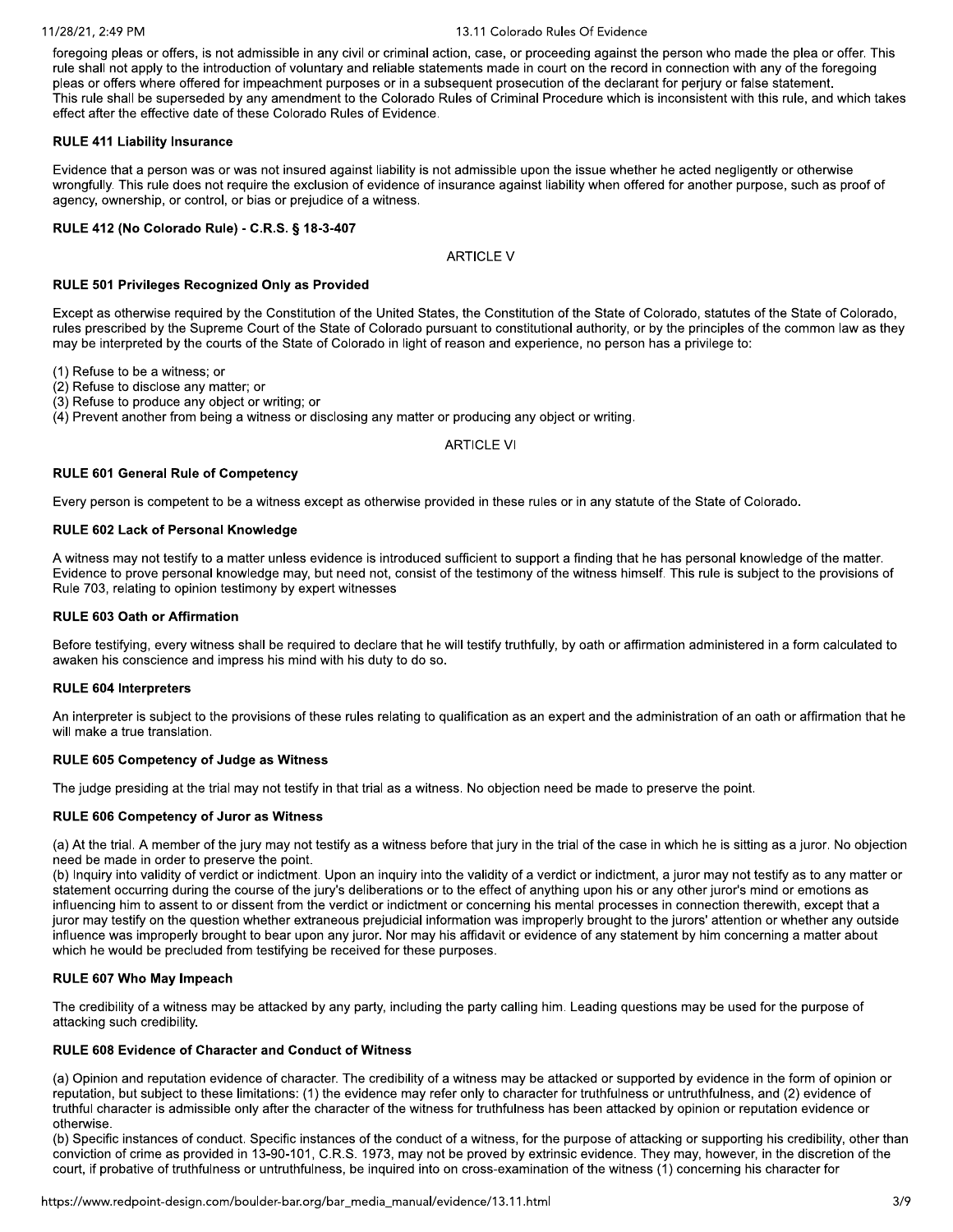foregoing pleas or offers, is not admissible in any civil or criminal action, case, or proceeding against the person who made the plea or offer. This rule shall not apply to the introduction of voluntary and reliable statements made in court on the record in connection with any of the foregoing pleas or offers where offered for impeachment purposes or in a subsequent prosecution of the declarant for perjury or false statement.
This rule shall be superseded by any amendment to the Colorado Rules of Criminal Procedure which is inconsistent with this rule, and which takes effect after the effective date of these Colorado Rules of Evidence.

### RULE 411 Liability Insurance

Evidence that a person was or was not insured against liability is not admissible upon the issue whether he acted negligently or otherwise wrongfully. This rule does not require the exclusion of evidence of insurance against liability when offered for another purpose, such as proof of agency, ownership, or control, or bias or prejudice of a witness.

### RULE 412 (No Colorado Rule) - C.R.S. § 18-3-407

## ARTICLE V

### RULE 501 Privileges Recognized Only as Provided

Except as otherwise required by the Constitution of the United States, the Constitution of the State of Colorado, statutes of the State of Colorado, rules prescribed by the Supreme Court of the State of Colorado pursuant to constitutional authority, or by the principles of the common law as they may be interpreted by the courts of the State of Colorado in light of reason and experience, no person has a privilege to:

(1) Refuse to be a witness; or
(2) Refuse to disclose any matter; or
(3) Refuse to produce any object or writing; or
(4) Prevent another from being a witness or disclosing any matter or producing any object or writing.

## ARTICLE VI

### RULE 601 General Rule of Competency

Every person is competent to be a witness except as otherwise provided in these rules or in any statute of the State of Colorado.

### RULE 602 Lack of Personal Knowledge

A witness may not testify to a matter unless evidence is introduced sufficient to support a finding that he has personal knowledge of the matter. Evidence to prove personal knowledge may, but need not, consist of the testimony of the witness himself. This rule is subject to the provisions of Rule 703, relating to opinion testimony by expert witnesses

### RULE 603 Oath or Affirmation

Before testifying, every witness shall be required to declare that he will testify truthfully, by oath or affirmation administered in a form calculated to awaken his conscience and impress his mind with his duty to do so.

### RULE 604 Interpreters

An interpreter is subject to the provisions of these rules relating to qualification as an expert and the administration of an oath or affirmation that he will make a true translation.

### RULE 605 Competency of Judge as Witness

The judge presiding at the trial may not testify in that trial as a witness. No objection need be made to preserve the point.

### RULE 606 Competency of Juror as Witness

(a) At the trial. A member of the jury may not testify as a witness before that jury in the trial of the case in which he is sitting as a juror. No objection need be made in order to preserve the point.
(b) Inquiry into validity of verdict or indictment. Upon an inquiry into the validity of a verdict or indictment, a juror may not testify as to any matter or statement occurring during the course of the jury's deliberations or to the effect of anything upon his or any other juror's mind or emotions as influencing him to assent to or dissent from the verdict or indictment or concerning his mental processes in connection therewith, except that a juror may testify on the question whether extraneous prejudicial information was improperly brought to the jurors' attention or whether any outside influence was improperly brought to bear upon any juror. Nor may his affidavit or evidence of any statement by him concerning a matter about which he would be precluded from testifying be received for these purposes.

### RULE 607 Who May Impeach

The credibility of a witness may be attacked by any party, including the party calling him. Leading questions may be used for the purpose of attacking such credibility.

### RULE 608 Evidence of Character and Conduct of Witness

(a) Opinion and reputation evidence of character. The credibility of a witness may be attacked or supported by evidence in the form of opinion or reputation, but subject to these limitations: (1) the evidence may refer only to character for truthfulness or untruthfulness, and (2) evidence of truthful character is admissible only after the character of the witness for truthfulness has been attacked by opinion or reputation evidence or otherwise.
(b) Specific instances of conduct. Specific instances of the conduct of a witness, for the purpose of attacking or supporting his credibility, other than conviction of crime as provided in 13-90-101, C.R.S. 1973, may not be proved by extrinsic evidence. They may, however, in the discretion of the court, if probative of truthfulness or untruthfulness, be inquired into on cross-examination of the witness (1) concerning his character for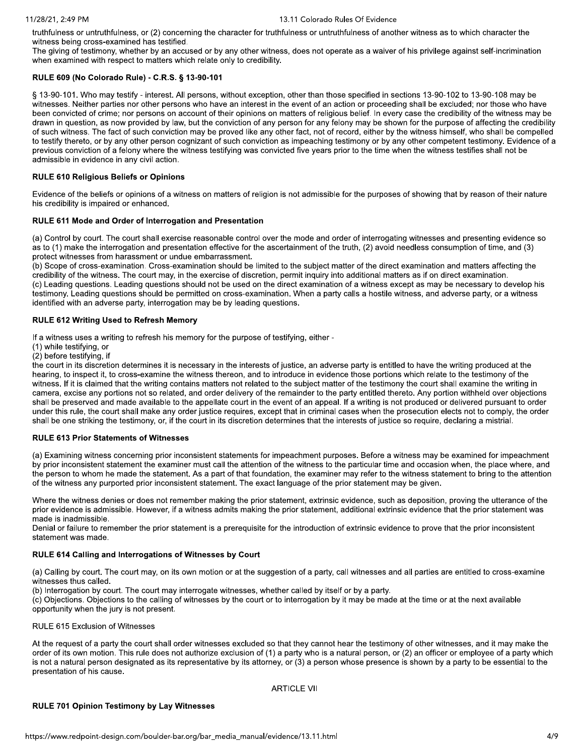truthfulness or untruthfulness, or (2) concerning the character for truthfulness or untruthfulness of another witness as to which character the witness being cross-examined has testified.

The giving of testimony, whether by an accused or by any other witness, does not operate as a waiver of his privilege against self-incrimination when examined with respect to matters which relate only to credibility.

### RULE 609 (No Colorado Rule) - C.R.S. § 13-90-101

§ 13-90-101. Who may testify - interest. All persons, without exception, other than those specified in sections 13-90-102 to 13-90-108 may be witnesses. Neither parties nor other persons who have an interest in the event of an action or proceeding shall be excluded; nor those who have been convicted of crime; nor persons on account of their opinions on matters of religious belief. In every case the credibility of the witness may be drawn in question, as now provided by law, but the conviction of any person for any felony may be shown for the purpose of affecting the credibility of such witness. The fact of such conviction may be proved like any other fact, not of record, either by the witness himself, who shall be compelled to testify thereto, or by any other person cognizant of such conviction as impeaching testimony or by any other competent testimony. Evidence of a previous conviction of a felony where the witness testifying was convicted five years prior to the time when the witness testifies shall not be admissible in evidence in any civil action.

### RULE 610 Religious Beliefs or Opinions

Evidence of the beliefs or opinions of a witness on matters of religion is not admissible for the purposes of showing that by reason of their nature his credibility is impaired or enhanced.

### RULE 611 Mode and Order of Interrogation and Presentation

(a) Control by court. The court shall exercise reasonable control over the mode and order of interrogating witnesses and presenting evidence so as to (1) make the interrogation and presentation effective for the ascertainment of the truth, (2) avoid needless consumption of time, and (3) protect witnesses from harassment or undue embarrassment.

(b) Scope of cross-examination. Cross-examination should be limited to the subject matter of the direct examination and matters affecting the credibility of the witness. The court may, in the exercise of discretion, permit inquiry into additional matters as if on direct examination.

(c) Leading questions. Leading questions should not be used on the direct examination of a witness except as may be necessary to develop his testimony. Leading questions should be permitted on cross-examination. When a party calls a hostile witness, and adverse party, or a witness identified with an adverse party, interrogation may be by leading questions.

### RULE 612 Writing Used to Refresh Memory

If a witness uses a writing to refresh his memory for the purpose of testifying, either -

(1) while testifying, or

(2) before testifying, if

the court in its discretion determines it is necessary in the interests of justice, an adverse party is entitled to have the writing produced at the hearing, to inspect it, to cross-examine the witness thereon, and to introduce in evidence those portions which relate to the testimony of the witness. If it is claimed that the writing contains matters not related to the subject matter of the testimony the court shall examine the writing in camera, excise any portions not so related, and order delivery of the remainder to the party entitled thereto. Any portion withheld over objections shall be preserved and made available to the appellate court in the event of an appeal. If a writing is not produced or delivered pursuant to order under this rule, the court shall make any order justice requires, except that in criminal cases when the prosecution elects not to comply, the order shall be one striking the testimony, or, if the court in its discretion determines that the interests of justice so require, declaring a mistrial.

### RULE 613 Prior Statements of Witnesses

(a) Examining witness concerning prior inconsistent statements for impeachment purposes. Before a witness may be examined for impeachment by prior inconsistent statement the examiner must call the attention of the witness to the particular time and occasion when, the place where, and the person to whom he made the statement. As a part of that foundation, the examiner may refer to the witness statement to bring to the attention of the witness any purported prior inconsistent statement. The exact language of the prior statement may be given.

Where the witness denies or does not remember making the prior statement, extrinsic evidence, such as deposition, proving the utterance of the prior evidence is admissible. However, if a witness admits making the prior statement, additional extrinsic evidence that the prior statement was made is inadmissible.

Denial or failure to remember the prior statement is a prerequisite for the introduction of extrinsic evidence to prove that the prior inconsistent statement was made.

### RULE 614 Calling and Interrogations of Witnesses by Court

(a) Calling by court. The court may, on its own motion or at the suggestion of a party, call witnesses and all parties are entitled to cross-examine witnesses thus called.

(b) Interrogation by court. The court may interrogate witnesses, whether called by itself or by a party.

(c) Objections. Objections to the calling of witnesses by the court or to interrogation by it may be made at the time or at the next available opportunity when the jury is not present.

RULE 615 Exclusion of Witnesses

At the request of a party the court shall order witnesses excluded so that they cannot hear the testimony of other witnesses, and it may make the order of its own motion. This rule does not authorize exclusion of (1) a party who is a natural person, or (2) an officer or employee of a party which is not a natural person designated as its representative by its attorney, or (3) a person whose presence is shown by a party to be essential to the presentation of his cause.

ARTICLE VII

### RULE 701 Opinion Testimony by Lay Witnesses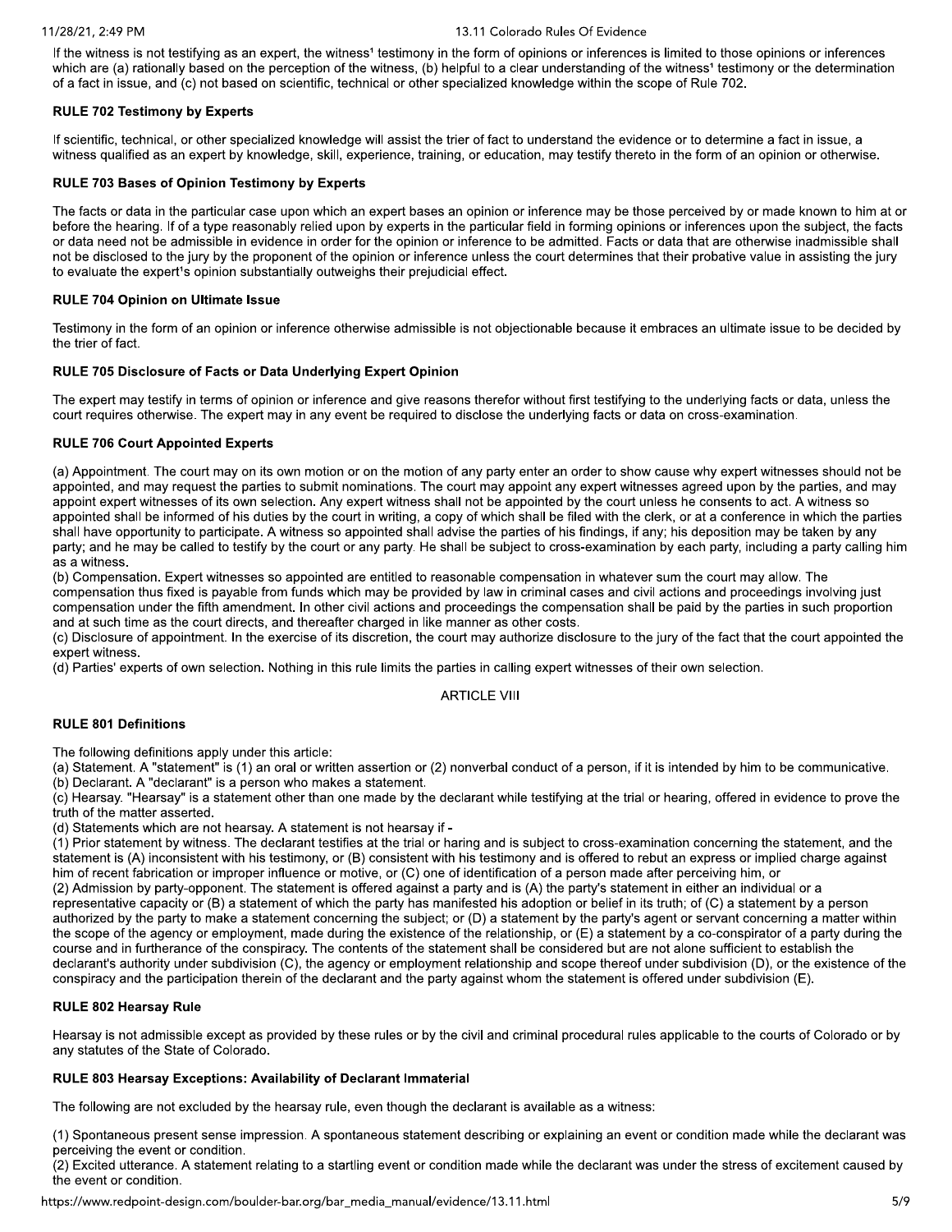If the witness is not testifying as an expert, the witness' testimony in the form of opinions or inferences is limited to those opinions or inferences which are (a) rationally based on the perception of the witness, (b) helpful to a clear understanding of the witness' testimony or the determination of a fact in issue, and (c) not based on scientific, technical or other specialized knowledge within the scope of Rule 702.

### RULE 702 Testimony by Experts

If scientific, technical, or other specialized knowledge will assist the trier of fact to understand the evidence or to determine a fact in issue, a witness qualified as an expert by knowledge, skill, experience, training, or education, may testify thereto in the form of an opinion or otherwise.

### RULE 703 Bases of Opinion Testimony by Experts

The facts or data in the particular case upon which an expert bases an opinion or inference may be those perceived by or made known to him at or before the hearing. If of a type reasonably relied upon by experts in the particular field in forming opinions or inferences upon the subject, the facts or data need not be admissible in evidence in order for the opinion or inference to be admitted. Facts or data that are otherwise inadmissible shall not be disclosed to the jury by the proponent of the opinion or inference unless the court determines that their probative value in assisting the jury to evaluate the expert's opinion substantially outweighs their prejudicial effect.

### RULE 704 Opinion on Ultimate Issue

Testimony in the form of an opinion or inference otherwise admissible is not objectionable because it embraces an ultimate issue to be decided by the trier of fact.

### RULE 705 Disclosure of Facts or Data Underlying Expert Opinion

The expert may testify in terms of opinion or inference and give reasons therefor without first testifying to the underlying facts or data, unless the court requires otherwise. The expert may in any event be required to disclose the underlying facts or data on cross-examination.

### RULE 706 Court Appointed Experts

(a) Appointment. The court may on its own motion or on the motion of any party enter an order to show cause why expert witnesses should not be appointed, and may request the parties to submit nominations. The court may appoint any expert witnesses agreed upon by the parties, and may appoint expert witnesses of its own selection. Any expert witness shall not be appointed by the court unless he consents to act. A witness so appointed shall be informed of his duties by the court in writing, a copy of which shall be filed with the clerk, or at a conference in which the parties shall have opportunity to participate. A witness so appointed shall advise the parties of his findings, if any; his deposition may be taken by any party; and he may be called to testify by the court or any party. He shall be subject to cross-examination by each party, including a party calling him as a witness.
(b) Compensation. Expert witnesses so appointed are entitled to reasonable compensation in whatever sum the court may allow. The compensation thus fixed is payable from funds which may be provided by law in criminal cases and civil actions and proceedings involving just compensation under the fifth amendment. In other civil actions and proceedings the compensation shall be paid by the parties in such proportion and at such time as the court directs, and thereafter charged in like manner as other costs.
(c) Disclosure of appointment. In the exercise of its discretion, the court may authorize disclosure to the jury of the fact that the court appointed the expert witness.
(d) Parties' experts of own selection. Nothing in this rule limits the parties in calling expert witnesses of their own selection.

## ARTICLE VIII

### RULE 801 Definitions

The following definitions apply under this article:
(a) Statement. A "statement" is (1) an oral or written assertion or (2) nonverbal conduct of a person, if it is intended by him to be communicative.
(b) Declarant. A "declarant" is a person who makes a statement.
(c) Hearsay. "Hearsay" is a statement other than one made by the declarant while testifying at the trial or hearing, offered in evidence to prove the truth of the matter asserted.
(d) Statements which are not hearsay. A statement is not hearsay if -
(1) Prior statement by witness. The declarant testifies at the trial or haring and is subject to cross-examination concerning the statement, and the statement is (A) inconsistent with his testimony, or (B) consistent with his testimony and is offered to rebut an express or implied charge against him of recent fabrication or improper influence or motive, or (C) one of identification of a person made after perceiving him, or
(2) Admission by party-opponent. The statement is offered against a party and is (A) the party's statement in either an individual or a representative capacity or (B) a statement of which the party has manifested his adoption or belief in its truth; of (C) a statement by a person authorized by the party to make a statement concerning the subject; or (D) a statement by the party's agent or servant concerning a matter within the scope of the agency or employment, made during the existence of the relationship, or (E) a statement by a co-conspirator of a party during the course and in furtherance of the conspiracy. The contents of the statement shall be considered but are not alone sufficient to establish the declarant's authority under subdivision (C), the agency or employment relationship and scope thereof under subdivision (D), or the existence of the conspiracy and the participation therein of the declarant and the party against whom the statement is offered under subdivision (E).

### RULE 802 Hearsay Rule

Hearsay is not admissible except as provided by these rules or by the civil and criminal procedural rules applicable to the courts of Colorado or by any statutes of the State of Colorado.

### RULE 803 Hearsay Exceptions: Availability of Declarant Immaterial

The following are not excluded by the hearsay rule, even though the declarant is available as a witness:

(1) Spontaneous present sense impression. A spontaneous statement describing or explaining an event or condition made while the declarant was perceiving the event or condition.
(2) Excited utterance. A statement relating to a startling event or condition made while the declarant was under the stress of excitement caused by the event or condition.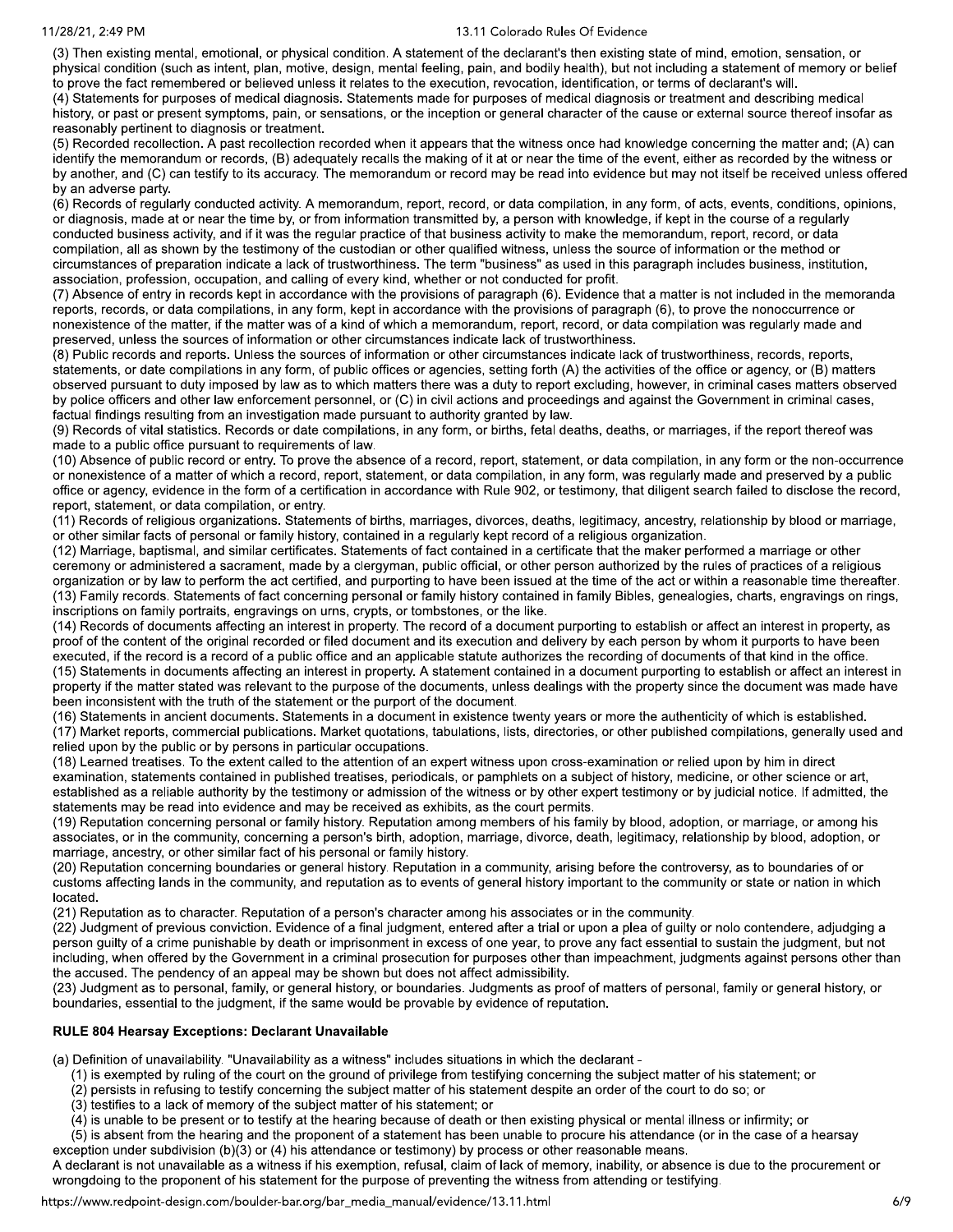(3) Then existing mental, emotional, or physical condition. A statement of the declarant's then existing state of mind, emotion, sensation, or physical condition (such as intent, plan, motive, design, mental feeling, pain, and bodily health), but not including a statement of memory or belief to prove the fact remembered or believed unless it relates to the execution, revocation, identification, or terms of declarant's will.

(4) Statements for purposes of medical diagnosis. Statements made for purposes of medical diagnosis or treatment and describing medical history, or past or present symptoms, pain, or sensations, or the inception or general character of the cause or external source thereof insofar as reasonably pertinent to diagnosis or treatment.

(5) Recorded recollection. A past recollection recorded when it appears that the witness once had knowledge concerning the matter and; (A) can identify the memorandum or records, (B) adequately recalls the making of it at or near the time of the event, either as recorded by the witness or by another, and (C) can testify to its accuracy. The memorandum or record may be read into evidence but may not itself be received unless offered by an adverse party.

(6) Records of regularly conducted activity. A memorandum, report, record, or data compilation, in any form, of acts, events, conditions, opinions, or diagnosis, made at or near the time by, or from information transmitted by, a person with knowledge, if kept in the course of a regularly conducted business activity, and if it was the regular practice of that business activity to make the memorandum, report, record, or data compilation, all as shown by the testimony of the custodian or other qualified witness, unless the source of information or the method or circumstances of preparation indicate a lack of trustworthiness. The term "business" as used in this paragraph includes business, institution, association, profession, occupation, and calling of every kind, whether or not conducted for profit.

(7) Absence of entry in records kept in accordance with the provisions of paragraph (6). Evidence that a matter is not included in the memoranda reports, records, or data compilations, in any form, kept in accordance with the provisions of paragraph (6), to prove the nonoccurrence or nonexistence of the matter, if the matter was of a kind of which a memorandum, report, record, or data compilation was regularly made and preserved, unless the sources of information or other circumstances indicate lack of trustworthiness.

(8) Public records and reports. Unless the sources of information or other circumstances indicate lack of trustworthiness, records, reports, statements, or date compilations in any form, of public offices or agencies, setting forth (A) the activities of the office or agency, or (B) matters observed pursuant to duty imposed by law as to which matters there was a duty to report excluding, however, in criminal cases matters observed by police officers and other law enforcement personnel, or (C) in civil actions and proceedings and against the Government in criminal cases, factual findings resulting from an investigation made pursuant to authority granted by law.

(9) Records of vital statistics. Records or date compilations, in any form, or births, fetal deaths, deaths, or marriages, if the report thereof was made to a public office pursuant to requirements of law.

(10) Absence of public record or entry. To prove the absence of a record, report, statement, or data compilation, in any form or the non-occurrence or nonexistence of a matter of which a record, report, statement, or data compilation, in any form, was regularly made and preserved by a public office or agency, evidence in the form of a certification in accordance with Rule 902, or testimony, that diligent search failed to disclose the record, report, statement, or data compilation, or entry.

(11) Records of religious organizations. Statements of births, marriages, divorces, deaths, legitimacy, ancestry, relationship by blood or marriage, or other similar facts of personal or family history, contained in a regularly kept record of a religious organization.

(12) Marriage, baptismal, and similar certificates. Statements of fact contained in a certificate that the maker performed a marriage or other ceremony or administered a sacrament, made by a clergyman, public official, or other person authorized by the rules of practices of a religious organization or by law to perform the act certified, and purporting to have been issued at the time of the act or within a reasonable time thereafter.

(13) Family records. Statements of fact concerning personal or family history contained in family Bibles, genealogies, charts, engravings on rings, inscriptions on family portraits, engravings on urns, crypts, or tombstones, or the like.

(14) Records of documents affecting an interest in property. The record of a document purporting to establish or affect an interest in property, as proof of the content of the original recorded or filed document and its execution and delivery by each person by whom it purports to have been executed, if the record is a record of a public office and an applicable statute authorizes the recording of documents of that kind in the office.

(15) Statements in documents affecting an interest in property. A statement contained in a document purporting to establish or affect an interest in property if the matter stated was relevant to the purpose of the documents, unless dealings with the property since the document was made have been inconsistent with the truth of the statement or the purport of the document.

(16) Statements in ancient documents. Statements in a document in existence twenty years or more the authenticity of which is established.

(17) Market reports, commercial publications. Market quotations, tabulations, lists, directories, or other published compilations, generally used and relied upon by the public or by persons in particular occupations.

(18) Learned treatises. To the extent called to the attention of an expert witness upon cross-examination or relied upon by him in direct examination, statements contained in published treatises, periodicals, or pamphlets on a subject of history, medicine, or other science or art, established as a reliable authority by the testimony or admission of the witness or by other expert testimony or by judicial notice. If admitted, the statements may be read into evidence and may be received as exhibits, as the court permits.

(19) Reputation concerning personal or family history. Reputation among members of his family by blood, adoption, or marriage, or among his associates, or in the community, concerning a person's birth, adoption, marriage, divorce, death, legitimacy, relationship by blood, adoption, or marriage, ancestry, or other similar fact of his personal or family history.

(20) Reputation concerning boundaries or general history. Reputation in a community, arising before the controversy, as to boundaries of or customs affecting lands in the community, and reputation as to events of general history important to the community or state or nation in which located.

(21) Reputation as to character. Reputation of a person's character among his associates or in the community.

(22) Judgment of previous conviction. Evidence of a final judgment, entered after a trial or upon a plea of guilty or nolo contendere, adjudging a person guilty of a crime punishable by death or imprisonment in excess of one year, to prove any fact essential to sustain the judgment, but not including, when offered by the Government in a criminal prosecution for purposes other than impeachment, judgments against persons other than the accused. The pendency of an appeal may be shown but does not affect admissibility.

(23) Judgment as to personal, family, or general history, or boundaries. Judgments as proof of matters of personal, family or general history, or boundaries, essential to the judgment, if the same would be provable by evidence of reputation.

## RULE 804 Hearsay Exceptions: Declarant Unavailable

(a) Definition of unavailability. "Unavailability as a witness" includes situations in which the declarant -

(1) is exempted by ruling of the court on the ground of privilege from testifying concerning the subject matter of his statement; or

(2) persists in refusing to testify concerning the subject matter of his statement despite an order of the court to do so; or

(3) testifies to a lack of memory of the subject matter of his statement; or

(4) is unable to be present or to testify at the hearing because of death or then existing physical or mental illness or infirmity; or

(5) is absent from the hearing and the proponent of a statement has been unable to procure his attendance (or in the case of a hearsay exception under subdivision (b)(3) or (4) his attendance or testimony) by process or other reasonable means.

A declarant is not unavailable as a witness if his exemption, refusal, claim of lack of memory, inability, or absence is due to the procurement or wrongdoing to the proponent of his statement for the purpose of preventing the witness from attending or testifying.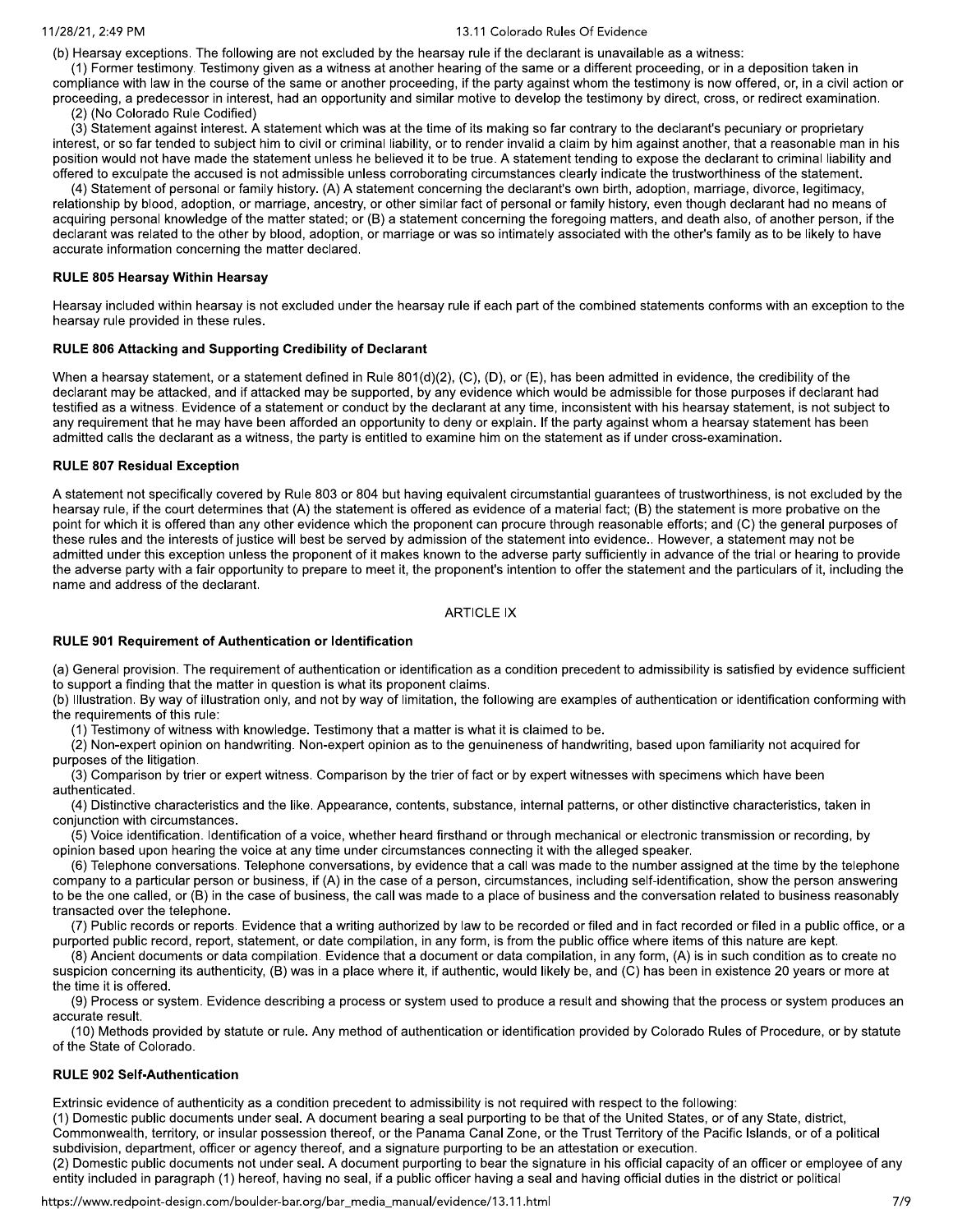(b) Hearsay exceptions. The following are not excluded by the hearsay rule if the declarant is unavailable as a witness:

(1) Former testimony. Testimony given as a witness at another hearing of the same or a different proceeding, or in a deposition taken in compliance with law in the course of the same or another proceeding, if the party against whom the testimony is now offered, or, in a civil action or proceeding, a predecessor in interest, had an opportunity and similar motive to develop the testimony by direct, cross, or redirect examination.

(2) (No Colorado Rule Codified)

(3) Statement against interest. A statement which was at the time of its making so far contrary to the declarant's pecuniary or proprietary interest, or so far tended to subject him to civil or criminal liability, or to render invalid a claim by him against another, that a reasonable man in his position would not have made the statement unless he believed it to be true. A statement tending to expose the declarant to criminal liability and offered to exculpate the accused is not admissible unless corroborating circumstances clearly indicate the trustworthiness of the statement.

(4) Statement of personal or family history. (A) A statement concerning the declarant's own birth, adoption, marriage, divorce, legitimacy, relationship by blood, adoption, or marriage, ancestry, or other similar fact of personal or family history, even though declarant had no means of acquiring personal knowledge of the matter stated; or (B) a statement concerning the foregoing matters, and death also, of another person, if the declarant was related to the other by blood, adoption, or marriage or was so intimately associated with the other's family as to be likely to have accurate information concerning the matter declared.

### RULE 805 Hearsay Within Hearsay

Hearsay included within hearsay is not excluded under the hearsay rule if each part of the combined statements conforms with an exception to the hearsay rule provided in these rules.

### RULE 806 Attacking and Supporting Credibility of Declarant

When a hearsay statement, or a statement defined in Rule 801(d)(2), (C), (D), or (E), has been admitted in evidence, the credibility of the declarant may be attacked, and if attacked may be supported, by any evidence which would be admissible for those purposes if declarant had testified as a witness. Evidence of a statement or conduct by the declarant at any time, inconsistent with his hearsay statement, is not subject to any requirement that he may have been afforded an opportunity to deny or explain. If the party against whom a hearsay statement has been admitted calls the declarant as a witness, the party is entitled to examine him on the statement as if under cross-examination.

### RULE 807 Residual Exception

A statement not specifically covered by Rule 803 or 804 but having equivalent circumstantial guarantees of trustworthiness, is not excluded by the hearsay rule, if the court determines that (A) the statement is offered as evidence of a material fact; (B) the statement is more probative on the point for which it is offered than any other evidence which the proponent can procure through reasonable efforts; and (C) the general purposes of these rules and the interests of justice will best be served by admission of the statement into evidence.. However, a statement may not be admitted under this exception unless the proponent of it makes known to the adverse party sufficiently in advance of the trial or hearing to provide the adverse party with a fair opportunity to prepare to meet it, the proponent's intention to offer the statement and the particulars of it, including the name and address of the declarant.

## ARTICLE IX

### RULE 901 Requirement of Authentication or Identification

(a) General provision. The requirement of authentication or identification as a condition precedent to admissibility is satisfied by evidence sufficient to support a finding that the matter in question is what its proponent claims.

(b) Illustration. By way of illustration only, and not by way of limitation, the following are examples of authentication or identification conforming with the requirements of this rule:

(1) Testimony of witness with knowledge. Testimony that a matter is what it is claimed to be.

(2) Non-expert opinion on handwriting. Non-expert opinion as to the genuineness of handwriting, based upon familiarity not acquired for purposes of the litigation.

(3) Comparison by trier or expert witness. Comparison by the trier of fact or by expert witnesses with specimens which have been authenticated.

(4) Distinctive characteristics and the like. Appearance, contents, substance, internal patterns, or other distinctive characteristics, taken in conjunction with circumstances.

(5) Voice identification. Identification of a voice, whether heard firsthand or through mechanical or electronic transmission or recording, by opinion based upon hearing the voice at any time under circumstances connecting it with the alleged speaker.

(6) Telephone conversations. Telephone conversations, by evidence that a call was made to the number assigned at the time by the telephone company to a particular person or business, if (A) in the case of a person, circumstances, including self-identification, show the person answering to be the one called, or (B) in the case of business, the call was made to a place of business and the conversation related to business reasonably transacted over the telephone.

(7) Public records or reports. Evidence that a writing authorized by law to be recorded or filed and in fact recorded or filed in a public office, or a purported public record, report, statement, or date compilation, in any form, is from the public office where items of this nature are kept.

(8) Ancient documents or data compilation. Evidence that a document or data compilation, in any form, (A) is in such condition as to create no suspicion concerning its authenticity, (B) was in a place where it, if authentic, would likely be, and (C) has been in existence 20 years or more at the time it is offered.

(9) Process or system. Evidence describing a process or system used to produce a result and showing that the process or system produces an accurate result.

(10) Methods provided by statute or rule. Any method of authentication or identification provided by Colorado Rules of Procedure, or by statute of the State of Colorado.

### RULE 902 Self-Authentication

Extrinsic evidence of authenticity as a condition precedent to admissibility is not required with respect to the following:

(1) Domestic public documents under seal. A document bearing a seal purporting to be that of the United States, or of any State, district, Commonwealth, territory, or insular possession thereof, or the Panama Canal Zone, or the Trust Territory of the Pacific Islands, or of a political subdivision, department, officer or agency thereof, and a signature purporting to be an attestation or execution.

(2) Domestic public documents not under seal. A document purporting to bear the signature in his official capacity of an officer or employee of any entity included in paragraph (1) hereof, having no seal, if a public officer having a seal and having official duties in the district or political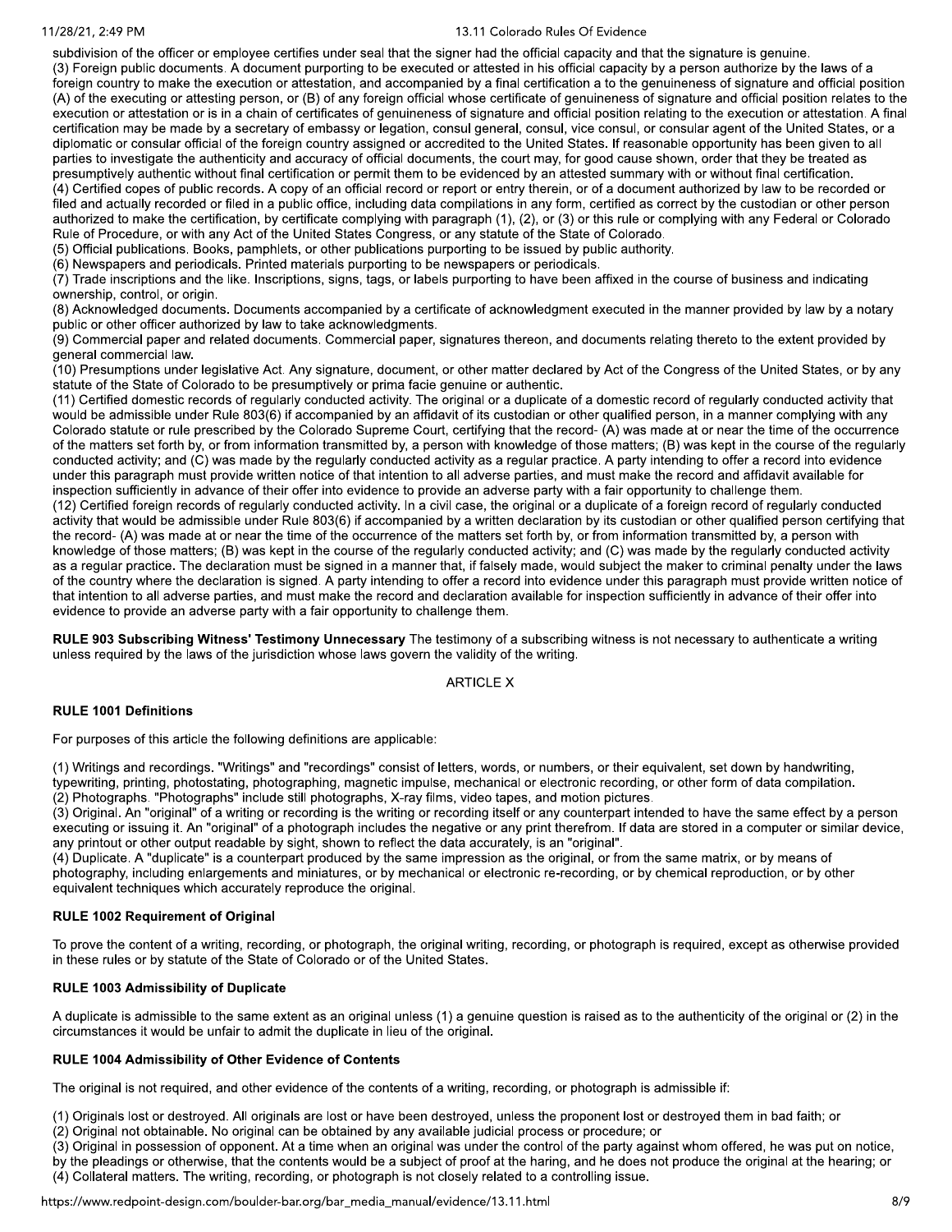subdivision of the officer or employee certifies under seal that the signer had the official capacity and that the signature is genuine.

(3) Foreign public documents. A document purporting to be executed or attested in his official capacity by a person authorize by the laws of a foreign country to make the execution or attestation, and accompanied by a final certification a to the genuineness of signature and official position (A) of the executing or attesting person, or (B) of any foreign official whose certificate of genuineness of signature and official position relates to the execution or attestation or is in a chain of certificates of genuineness of signature and official position relating to the execution or attestation. A final certification may be made by a secretary of embassy or legation, consul general, consul, vice consul, or consular agent of the United States, or a diplomatic or consular official of the foreign country assigned or accredited to the United States. If reasonable opportunity has been given to all parties to investigate the authenticity and accuracy of official documents, the court may, for good cause shown, order that they be treated as presumptively authentic without final certification or permit them to be evidenced by an attested summary with or without final certification.

(4) Certified copes of public records. A copy of an official record or report or entry therein, or of a document authorized by law to be recorded or filed and actually recorded or filed in a public office, including data compilations in any form, certified as correct by the custodian or other person authorized to make the certification, by certificate complying with paragraph (1), (2), or (3) or this rule or complying with any Federal or Colorado Rule of Procedure, or with any Act of the United States Congress, or any statute of the State of Colorado.

(5) Official publications. Books, pamphlets, or other publications purporting to be issued by public authority.

(6) Newspapers and periodicals. Printed materials purporting to be newspapers or periodicals.

(7) Trade inscriptions and the like. Inscriptions, signs, tags, or labels purporting to have been affixed in the course of business and indicating ownership, control, or origin.

(8) Acknowledged documents. Documents accompanied by a certificate of acknowledgment executed in the manner provided by law by a notary public or other officer authorized by law to take acknowledgments.

(9) Commercial paper and related documents. Commercial paper, signatures thereon, and documents relating thereto to the extent provided by general commercial law.

(10) Presumptions under legislative Act. Any signature, document, or other matter declared by Act of the Congress of the United States, or by any statute of the State of Colorado to be presumptively or prima facie genuine or authentic.

(11) Certified domestic records of regularly conducted activity. The original or a duplicate of a domestic record of regularly conducted activity that would be admissible under Rule 803(6) if accompanied by an affidavit of its custodian or other qualified person, in a manner complying with any Colorado statute or rule prescribed by the Colorado Supreme Court, certifying that the record- (A) was made at or near the time of the occurrence of the matters set forth by, or from information transmitted by, a person with knowledge of those matters; (B) was kept in the course of the regularly conducted activity; and (C) was made by the regularly conducted activity as a regular practice. A party intending to offer a record into evidence under this paragraph must provide written notice of that intention to all adverse parties, and must make the record and affidavit available for inspection sufficiently in advance of their offer into evidence to provide an adverse party with a fair opportunity to challenge them.

(12) Certified foreign records of regularly conducted activity. In a civil case, the original or a duplicate of a foreign record of regularly conducted activity that would be admissible under Rule 803(6) if accompanied by a written declaration by its custodian or other qualified person certifying that the record- (A) was made at or near the time of the occurrence of the matters set forth by, or from information transmitted by, a person with knowledge of those matters; (B) was kept in the course of the regularly conducted activity; and (C) was made by the regularly conducted activity as a regular practice. The declaration must be signed in a manner that, if falsely made, would subject the maker to criminal penalty under the laws of the country where the declaration is signed. A party intending to offer a record into evidence under this paragraph must provide written notice of that intention to all adverse parties, and must make the record and declaration available for inspection sufficiently in advance of their offer into evidence to provide an adverse party with a fair opportunity to challenge them.

**RULE 903 Subscribing Witness' Testimony Unnecessary** The testimony of a subscribing witness is not necessary to authenticate a writing unless required by the laws of the jurisdiction whose laws govern the validity of the writing.

## ARTICLE X

### RULE 1001 Definitions

For purposes of this article the following definitions are applicable:

(1) Writings and recordings. "Writings" and "recordings" consist of letters, words, or numbers, or their equivalent, set down by handwriting, typewriting, printing, photostating, photographing, magnetic impulse, mechanical or electronic recording, or other form of data compilation.

(2) Photographs. "Photographs" include still photographs, X-ray films, video tapes, and motion pictures.

(3) Original. An "original" of a writing or recording is the writing or recording itself or any counterpart intended to have the same effect by a person executing or issuing it. An "original" of a photograph includes the negative or any print therefrom. If data are stored in a computer or similar device, any printout or other output readable by sight, shown to reflect the data accurately, is an "original".

(4) Duplicate. A "duplicate" is a counterpart produced by the same impression as the original, or from the same matrix, or by means of photography, including enlargements and miniatures, or by mechanical or electronic re-recording, or by chemical reproduction, or by other equivalent techniques which accurately reproduce the original.

### RULE 1002 Requirement of Original

To prove the content of a writing, recording, or photograph, the original writing, recording, or photograph is required, except as otherwise provided in these rules or by statute of the State of Colorado or of the United States.

### RULE 1003 Admissibility of Duplicate

A duplicate is admissible to the same extent as an original unless (1) a genuine question is raised as to the authenticity of the original or (2) in the circumstances it would be unfair to admit the duplicate in lieu of the original.

### RULE 1004 Admissibility of Other Evidence of Contents

The original is not required, and other evidence of the contents of a writing, recording, or photograph is admissible if:

(1) Originals lost or destroyed. All originals are lost or have been destroyed, unless the proponent lost or destroyed them in bad faith; or

(2) Original not obtainable. No original can be obtained by any available judicial process or procedure; or

(3) Original in possession of opponent. At a time when an original was under the control of the party against whom offered, he was put on notice, by the pleadings or otherwise, that the contents would be a subject of proof at the haring, and he does not produce the original at the hearing; or

(4) Collateral matters. The writing, recording, or photograph is not closely related to a controlling issue.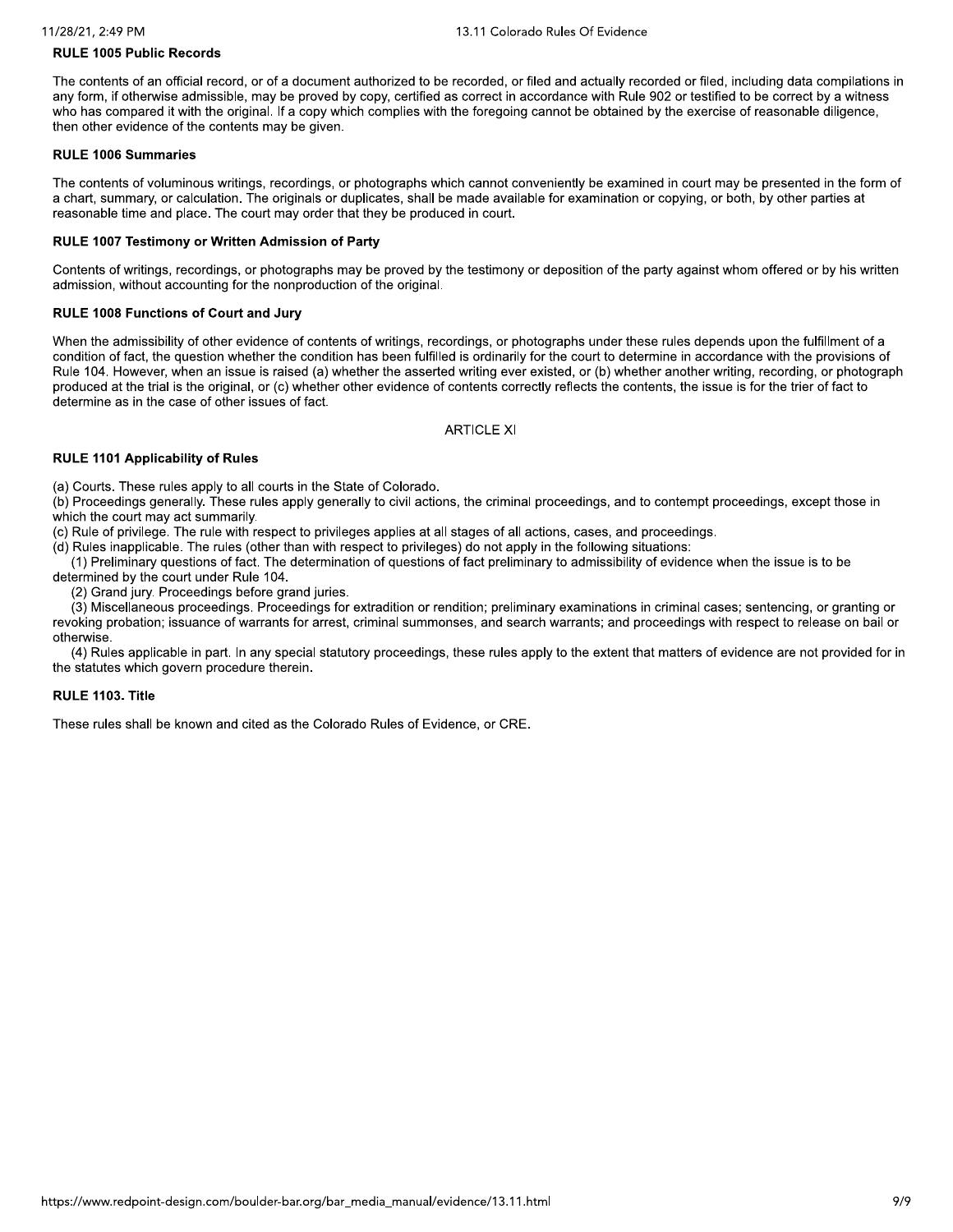#### RULE 1005 Public Records

The contents of an official record, or of a document authorized to be recorded, or filed and actually recorded or filed, including data compilations in any form, if otherwise admissible, may be proved by copy, certified as correct in accordance with Rule 902 or testified to be correct by a witness who has compared it with the original. If a copy which complies with the foregoing cannot be obtained by the exercise of reasonable diligence, then other evidence of the contents may be given.

#### RULE 1006 Summaries

The contents of voluminous writings, recordings, or photographs which cannot conveniently be examined in court may be presented in the form of a chart, summary, or calculation. The originals or duplicates, shall be made available for examination or copying, or both, by other parties at reasonable time and place. The court may order that they be produced in court.

#### RULE 1007 Testimony or Written Admission of Party

Contents of writings, recordings, or photographs may be proved by the testimony or deposition of the party against whom offered or by his written admission, without accounting for the nonproduction of the original.

#### RULE 1008 Functions of Court and Jury

When the admissibility of other evidence of contents of writings, recordings, or photographs under these rules depends upon the fulfillment of a condition of fact, the question whether the condition has been fulfilled is ordinarily for the court to determine in accordance with the provisions of Rule 104. However, when an issue is raised (a) whether the asserted writing ever existed, or (b) whether another writing, recording, or photograph produced at the trial is the original, or (c) whether other evidence of contents correctly reflects the contents, the issue is for the trier of fact to determine as in the case of other issues of fact.

ARTICLE XI

#### RULE 1101 Applicability of Rules

(a) Courts. These rules apply to all courts in the State of Colorado.
(b) Proceedings generally. These rules apply generally to civil actions, the criminal proceedings, and to contempt proceedings, except those in which the court may act summarily.
(c) Rule of privilege. The rule with respect to privileges applies at all stages of all actions, cases, and proceedings.
(d) Rules inapplicable. The rules (other than with respect to privileges) do not apply in the following situations:

(1) Preliminary questions of fact. The determination of questions of fact preliminary to admissibility of evidence when the issue is to be determined by the court under Rule 104.

(2) Grand jury. Proceedings before grand juries.

(3) Miscellaneous proceedings. Proceedings for extradition or rendition; preliminary examinations in criminal cases; sentencing, or granting or revoking probation; issuance of warrants for arrest, criminal summonses, and search warrants; and proceedings with respect to release on bail or otherwise.

(4) Rules applicable in part. In any special statutory proceedings, these rules apply to the extent that matters of evidence are not provided for in the statutes which govern procedure therein.

#### RULE 1103. Title

These rules shall be known and cited as the Colorado Rules of Evidence, or CRE.